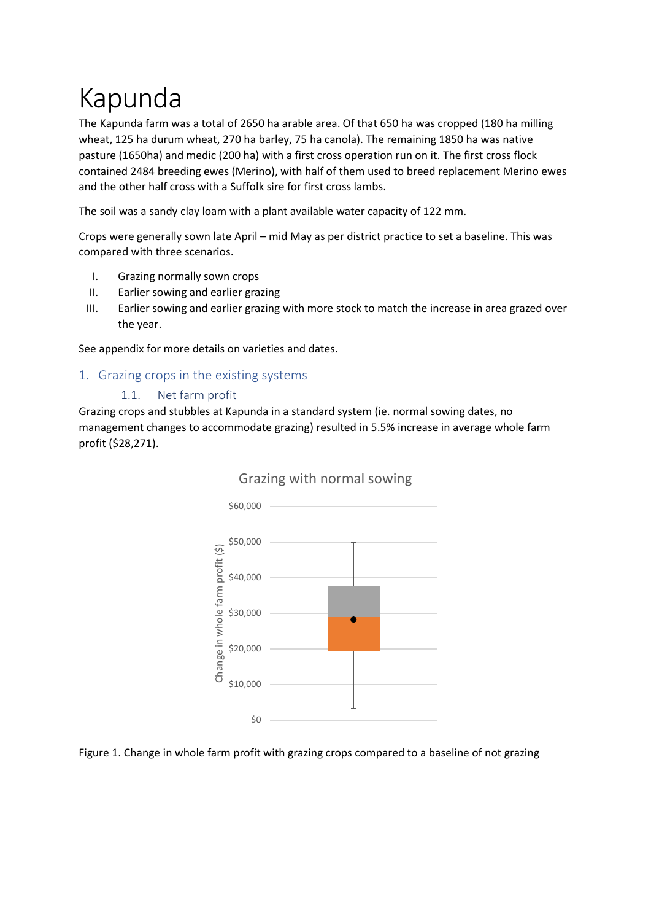# Kapunda

The Kapunda farm was a total of 2650 ha arable area. Of that 650 ha was cropped (180 ha milling wheat, 125 ha durum wheat, 270 ha barley, 75 ha canola). The remaining 1850 ha was native pasture (1650ha) and medic (200 ha) with a first cross operation run on it. The first cross flock contained 2484 breeding ewes (Merino), with half of them used to breed replacement Merino ewes and the other half cross with a Suffolk sire for first cross lambs.

The soil was a sandy clay loam with a plant available water capacity of 122 mm.

Crops were generally sown late April – mid May as per district practice to set a baseline. This was compared with three scenarios.

I. Grazing normally sown crops
II. Earlier sowing and earlier grazing
III. Earlier sowing and earlier grazing with more stock to match the increase in area grazed over the year.

See appendix for more details on varieties and dates.

## 1. Grazing crops in the existing systems

### 1.1. Net farm profit

Grazing crops and stubbles at Kapunda in a standard system (ie. normal sowing dates, no management changes to accommodate grazing) resulted in 5.5% increase in average whole farm profit ($28,271).

Figure 1. Change in whole farm profit with grazing crops compared to a baseline of not grazing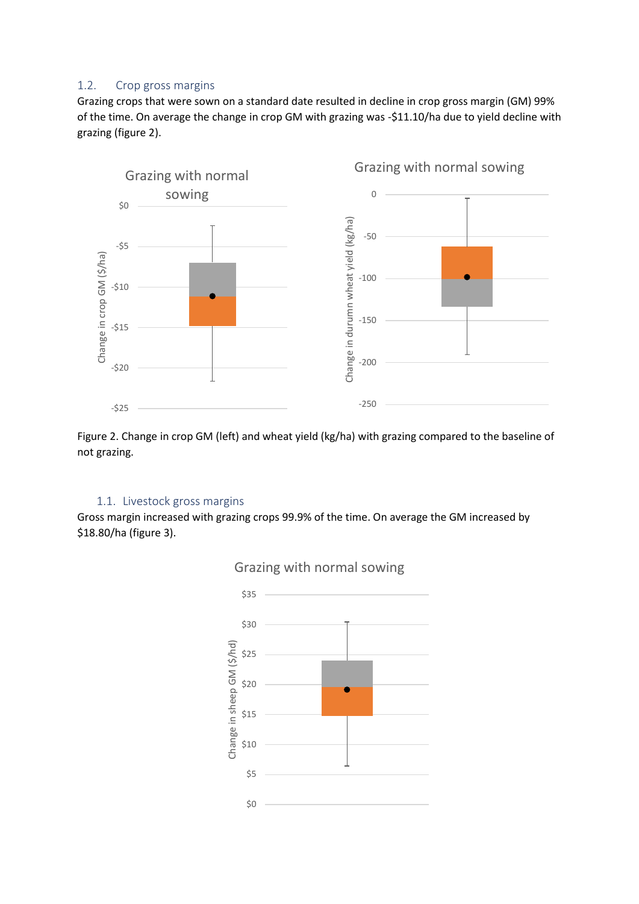## 1.2. Crop gross margins

Grazing crops that were sown on a standard date resulted in decline in crop gross margin (GM) 99% of the time. On average the change in crop GM with grazing was -$11.10/ha due to yield decline with grazing (figure 2).

Figure 2. Change in crop GM (left) and wheat yield (kg/ha) with grazing compared to the baseline of not grazing.

## 1.1. Livestock gross margins

Gross margin increased with grazing crops 99.9% of the time. On average the GM increased by $18.80/ha (figure 3).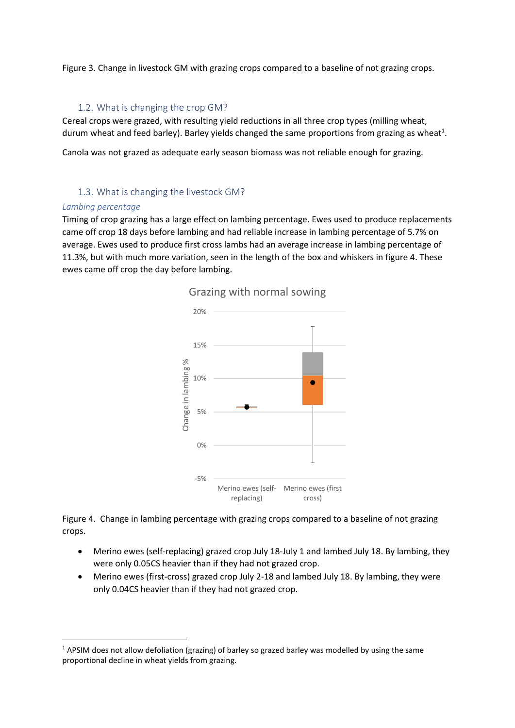Figure 3. Change in livestock GM with grazing crops compared to a baseline of not grazing crops.

## 1.2. What is changing the crop GM?

Cereal crops were grazed, with resulting yield reductions in all three crop types (milling wheat, durum wheat and feed barley). Barley yields changed the same proportions from grazing as wheat[1].

Canola was not grazed as adequate early season biomass was not reliable enough for grazing.

## 1.3. What is changing the livestock GM?

*Lambing percentage*

Timing of crop grazing has a large effect on lambing percentage. Ewes used to produce replacements came off crop 18 days before lambing and had reliable increase in lambing percentage of 5.7% on average. Ewes used to produce first cross lambs had an average increase in lambing percentage of 11.3%, but with much more variation, seen in the length of the box and whiskers in figure 4. These ewes came off crop the day before lambing.

Figure 4. Change in lambing percentage with grazing crops compared to a baseline of not grazing crops.

- Merino ewes (self-replacing) grazed crop July 18-July 1 and lambed July 18. By lambing, they were only 0.05CS heavier than if they had not grazed crop.
- Merino ewes (first-cross) grazed crop July 2-18 and lambed July 18. By lambing, they were only 0.04CS heavier than if they had not grazed crop.

[1] APSIM does not allow defoliation (grazing) of barley so grazed barley was modelled by using the same proportional decline in wheat yields from grazing.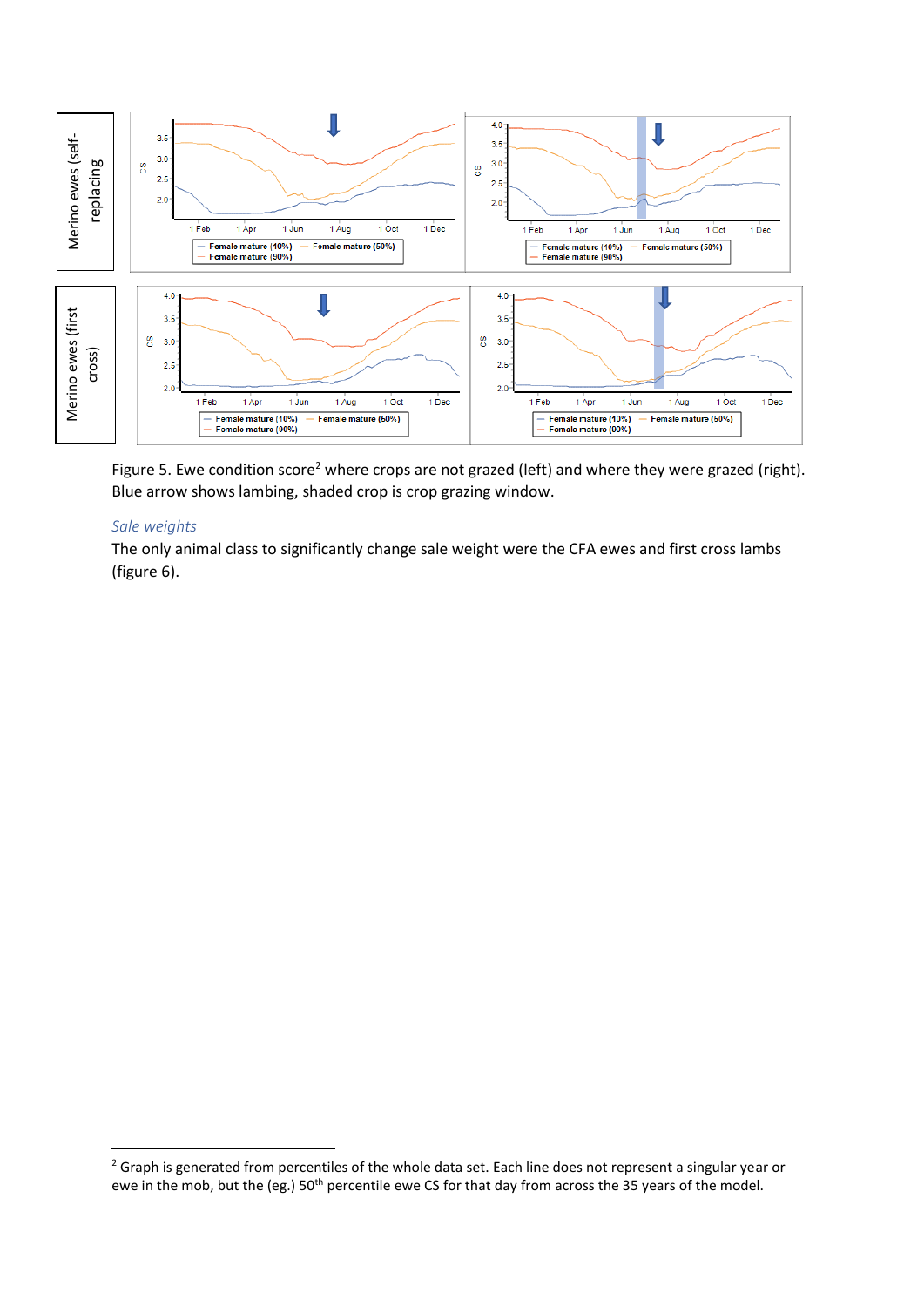Figure 5. Ewe condition score[2] where crops are not grazed (left) and where they were grazed (right). Blue arrow shows lambing, shaded crop is crop grazing window.

### *Sale weights*

The only animal class to significantly change sale weight were the CFA ewes and first cross lambs (figure 6).

---

[2] Graph is generated from percentiles of the whole data set. Each line does not represent a singular year or ewe in the mob, but the (eg.) 50th percentile ewe CS for that day from across the 35 years of the model.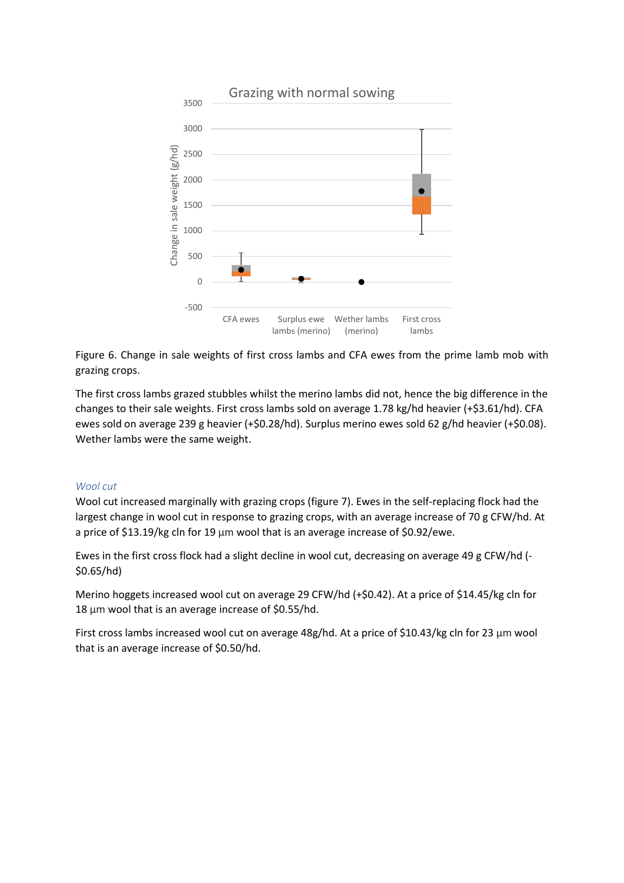Figure 6. Change in sale weights of first cross lambs and CFA ewes from the prime lamb mob with grazing crops.

The first cross lambs grazed stubbles whilst the merino lambs did not, hence the big difference in the changes to their sale weights. First cross lambs sold on average 1.78 kg/hd heavier (+$3.61/hd). CFA ewes sold on average 239 g heavier (+$0.28/hd). Surplus merino ewes sold 62 g/hd heavier (+$0.08). Wether lambs were the same weight.

### *Wool cut*

Wool cut increased marginally with grazing crops (figure 7). Ewes in the self-replacing flock had the largest change in wool cut in response to grazing crops, with an average increase of 70 g CFW/hd. At a price of $13.19/kg cln for 19 µm wool that is an average increase of $0.92/ewe.

Ewes in the first cross flock had a slight decline in wool cut, decreasing on average 49 g CFW/hd (-$0.65/hd)

Merino hoggets increased wool cut on average 29 CFW/hd (+$0.42). At a price of $14.45/kg cln for 18 µm wool that is an average increase of $0.55/hd.

First cross lambs increased wool cut on average 48g/hd. At a price of $10.43/kg cln for 23 µm wool that is an average increase of $0.50/hd.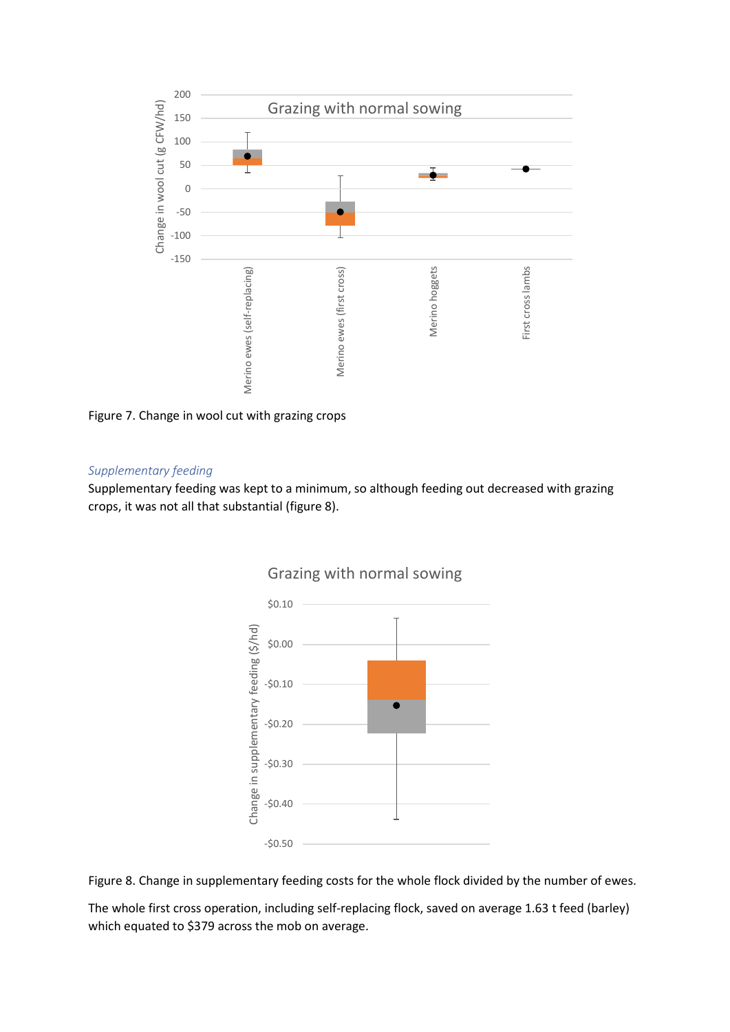Figure 7. Change in wool cut with grazing crops

*Supplementary feeding*

Supplementary feeding was kept to a minimum, so although feeding out decreased with grazing crops, it was not all that substantial (figure 8).

Figure 8. Change in supplementary feeding costs for the whole flock divided by the number of ewes.

The whole first cross operation, including self-replacing flock, saved on average 1.63 t feed (barley) which equated to $379 across the mob on average.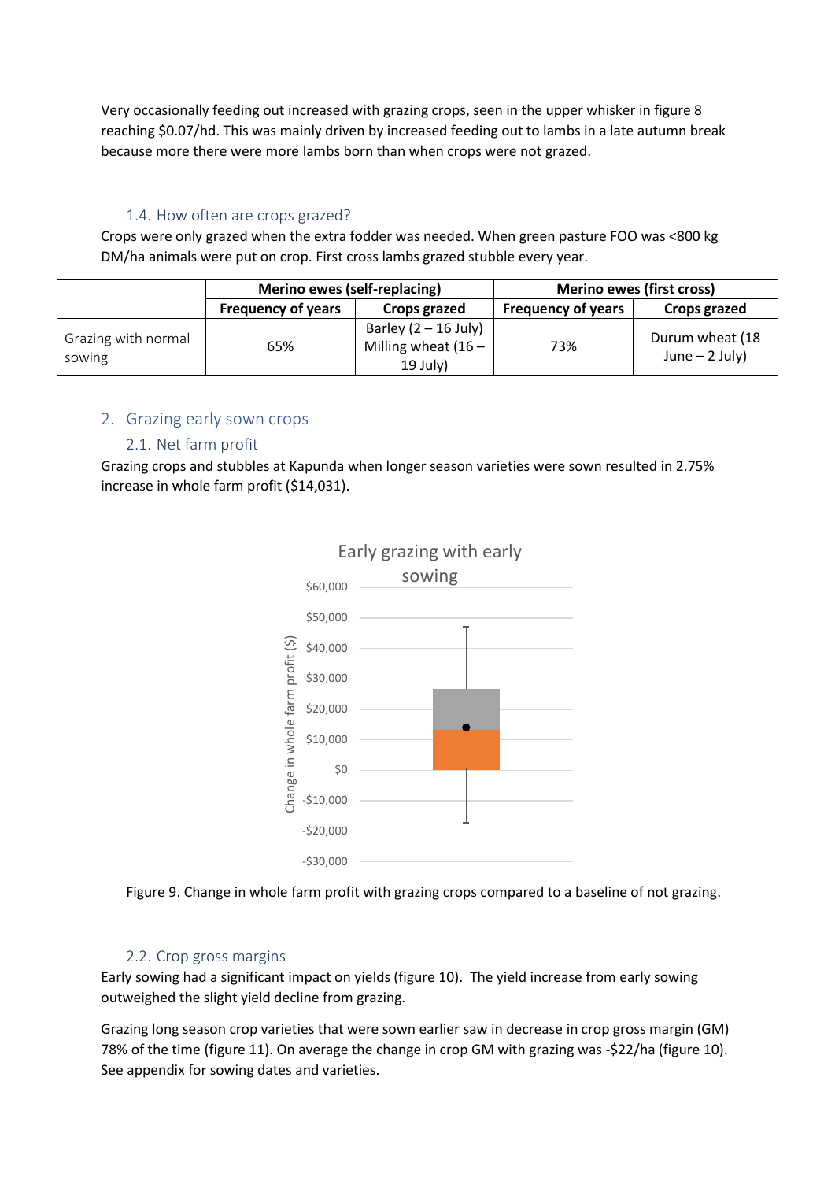Very occasionally feeding out increased with grazing crops, seen in the upper whisker in figure 8 reaching $0.07/hd. This was mainly driven by increased feeding out to lambs in a late autumn break because more there were more lambs born than when crops were not grazed.

### 1.4. How often are crops grazed?

Crops were only grazed when the extra fodder was needed. When green pasture FOO was <800 kg DM/ha animals were put on crop. First cross lambs grazed stubble every year.

| | Merino ewes (self-replacing) | | Merino ewes (first cross) | |
|---|---|---|---|---|
| | Frequency of years | Crops grazed | Frequency of years | Crops grazed |
| Grazing with normal sowing | 65% | Barley (2 – 16 July) Milling wheat (16 – 19 July) | 73% | Durum wheat (18 June – 2 July) |

## 2. Grazing early sown crops

### 2.1. Net farm profit

Grazing crops and stubbles at Kapunda when longer season varieties were sown resulted in 2.75% increase in whole farm profit ($14,031).

Figure 9. Change in whole farm profit with grazing crops compared to a baseline of not grazing.

### 2.2. Crop gross margins

Early sowing had a significant impact on yields (figure 10). The yield increase from early sowing outweighed the slight yield decline from grazing.

Grazing long season crop varieties that were sown earlier saw in decrease in crop gross margin (GM) 78% of the time (figure 11). On average the change in crop GM with grazing was -$22/ha (figure 10). See appendix for sowing dates and varieties.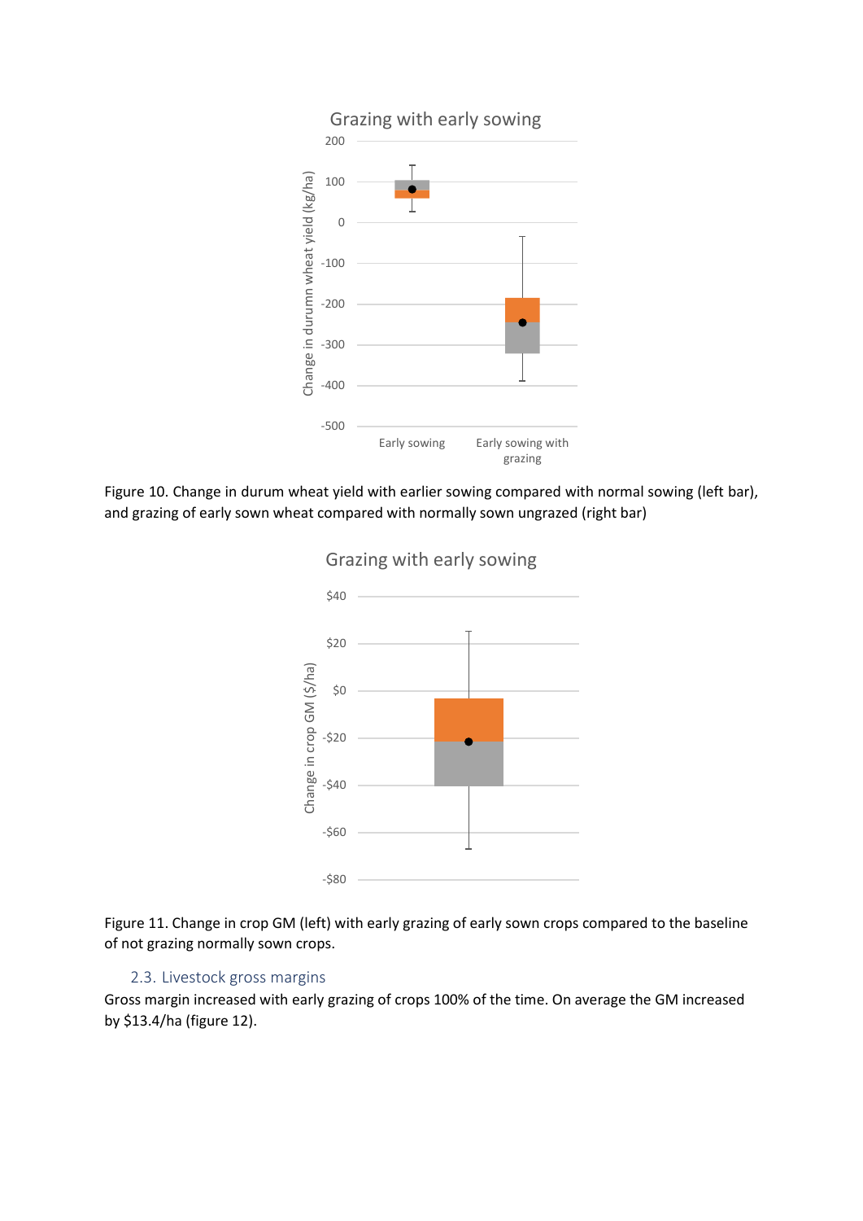Figure 10. Change in durum wheat yield with earlier sowing compared with normal sowing (left bar), and grazing of early sown wheat compared with normally sown ungrazed (right bar)

Figure 11. Change in crop GM (left) with early grazing of early sown crops compared to the baseline of not grazing normally sown crops.

## 2.3. Livestock gross margins

Gross margin increased with early grazing of crops 100% of the time. On average the GM increased by $13.4/ha (figure 12).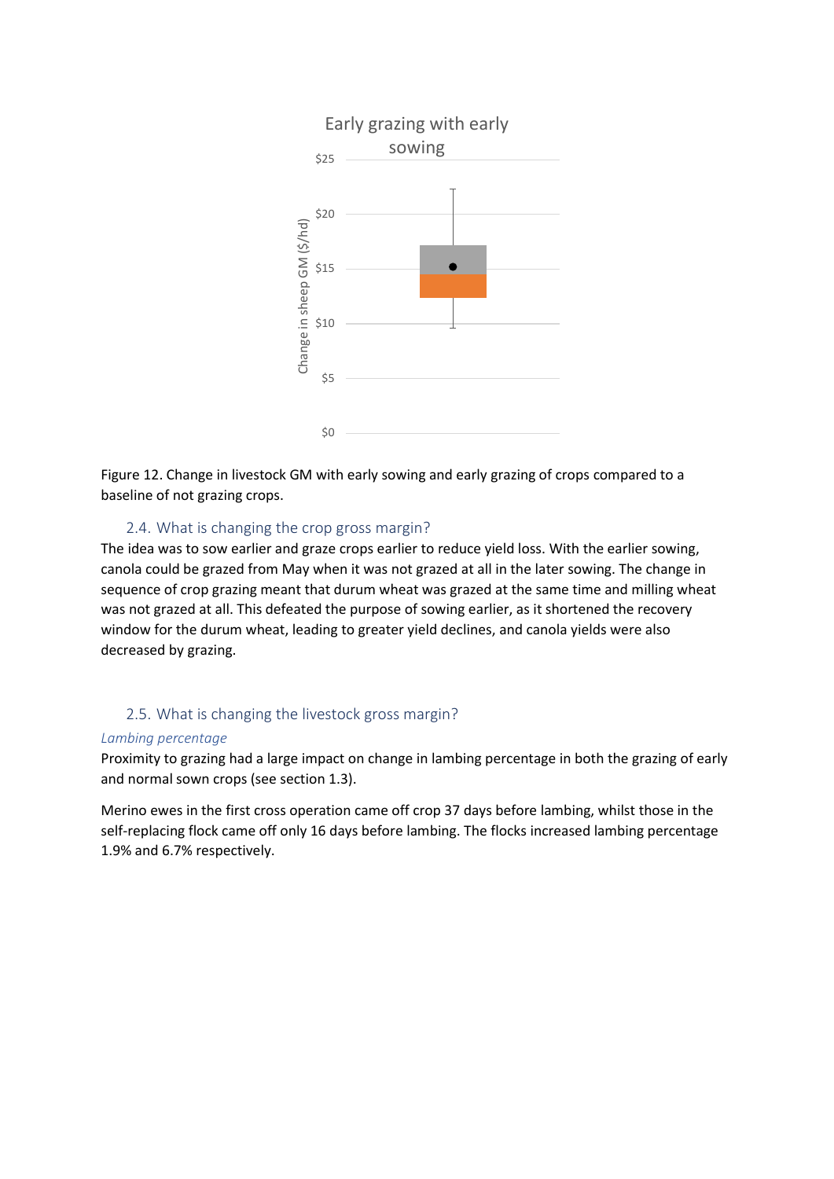Figure 12. Change in livestock GM with early sowing and early grazing of crops compared to a baseline of not grazing crops.

## 2.4. What is changing the crop gross margin?

The idea was to sow earlier and graze crops earlier to reduce yield loss. With the earlier sowing, canola could be grazed from May when it was not grazed at all in the later sowing. The change in sequence of crop grazing meant that durum wheat was grazed at the same time and milling wheat was not grazed at all. This defeated the purpose of sowing earlier, as it shortened the recovery window for the durum wheat, leading to greater yield declines, and canola yields were also decreased by grazing.

## 2.5. What is changing the livestock gross margin?

*Lambing percentage*

Proximity to grazing had a large impact on change in lambing percentage in both the grazing of early and normal sown crops (see section 1.3).

Merino ewes in the first cross operation came off crop 37 days before lambing, whilst those in the self-replacing flock came off only 16 days before lambing. The flocks increased lambing percentage 1.9% and 6.7% respectively.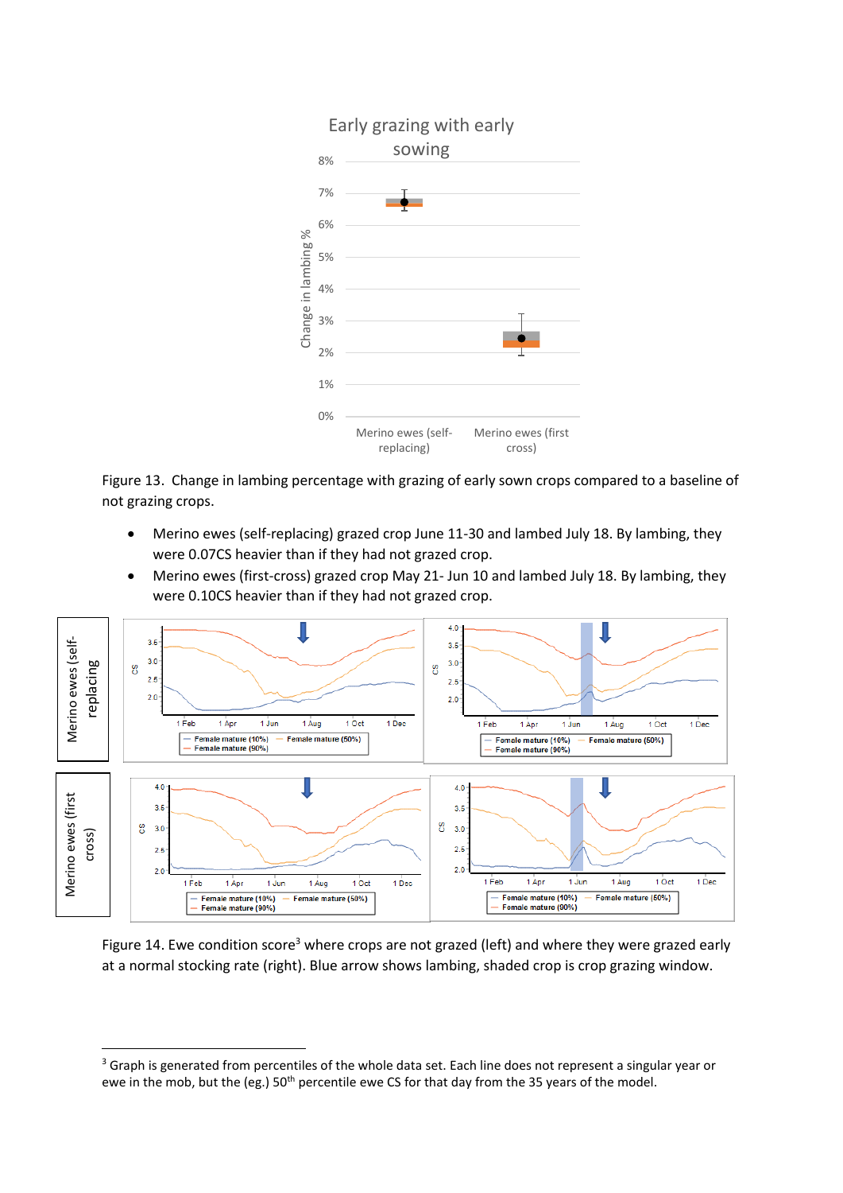Figure 13. Change in lambing percentage with grazing of early sown crops compared to a baseline of not grazing crops.

- Merino ewes (self-replacing) grazed crop June 11-30 and lambed July 18. By lambing, they were 0.07CS heavier than if they had not grazed crop.
- Merino ewes (first-cross) grazed crop May 21- Jun 10 and lambed July 18. By lambing, they were 0.10CS heavier than if they had not grazed crop.

Figure 14. Ewe condition score[3] where crops are not grazed (left) and where they were grazed early at a normal stocking rate (right). Blue arrow shows lambing, shaded crop is crop grazing window.

[3] Graph is generated from percentiles of the whole data set. Each line does not represent a singular year or ewe in the mob, but the (eg.) 50th percentile ewe CS for that day from the 35 years of the model.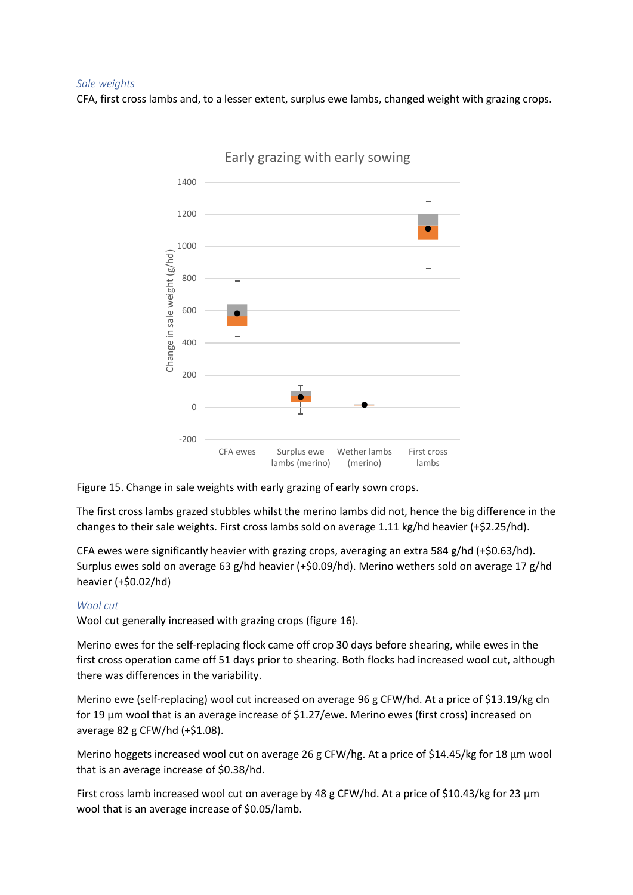*Sale weights*

CFA, first cross lambs and, to a lesser extent, surplus ewe lambs, changed weight with grazing crops.

Figure 15. Change in sale weights with early grazing of early sown crops.

The first cross lambs grazed stubbles whilst the merino lambs did not, hence the big difference in the changes to their sale weights. First cross lambs sold on average 1.11 kg/hd heavier (+$2.25/hd).

CFA ewes were significantly heavier with grazing crops, averaging an extra 584 g/hd (+$0.63/hd). Surplus ewes sold on average 63 g/hd heavier (+$0.09/hd). Merino wethers sold on average 17 g/hd heavier (+$0.02/hd)

*Wool cut*

Wool cut generally increased with grazing crops (figure 16).

Merino ewes for the self-replacing flock came off crop 30 days before shearing, while ewes in the first cross operation came off 51 days prior to shearing. Both flocks had increased wool cut, although there was differences in the variability.

Merino ewe (self-replacing) wool cut increased on average 96 g CFW/hd. At a price of $13.19/kg cln for 19 µm wool that is an average increase of $1.27/ewe. Merino ewes (first cross) increased on average 82 g CFW/hd (+$1.08).

Merino hoggets increased wool cut on average 26 g CFW/hg. At a price of $14.45/kg for 18 µm wool that is an average increase of $0.38/hd.

First cross lamb increased wool cut on average by 48 g CFW/hd. At a price of $10.43/kg for 23 µm wool that is an average increase of $0.05/lamb.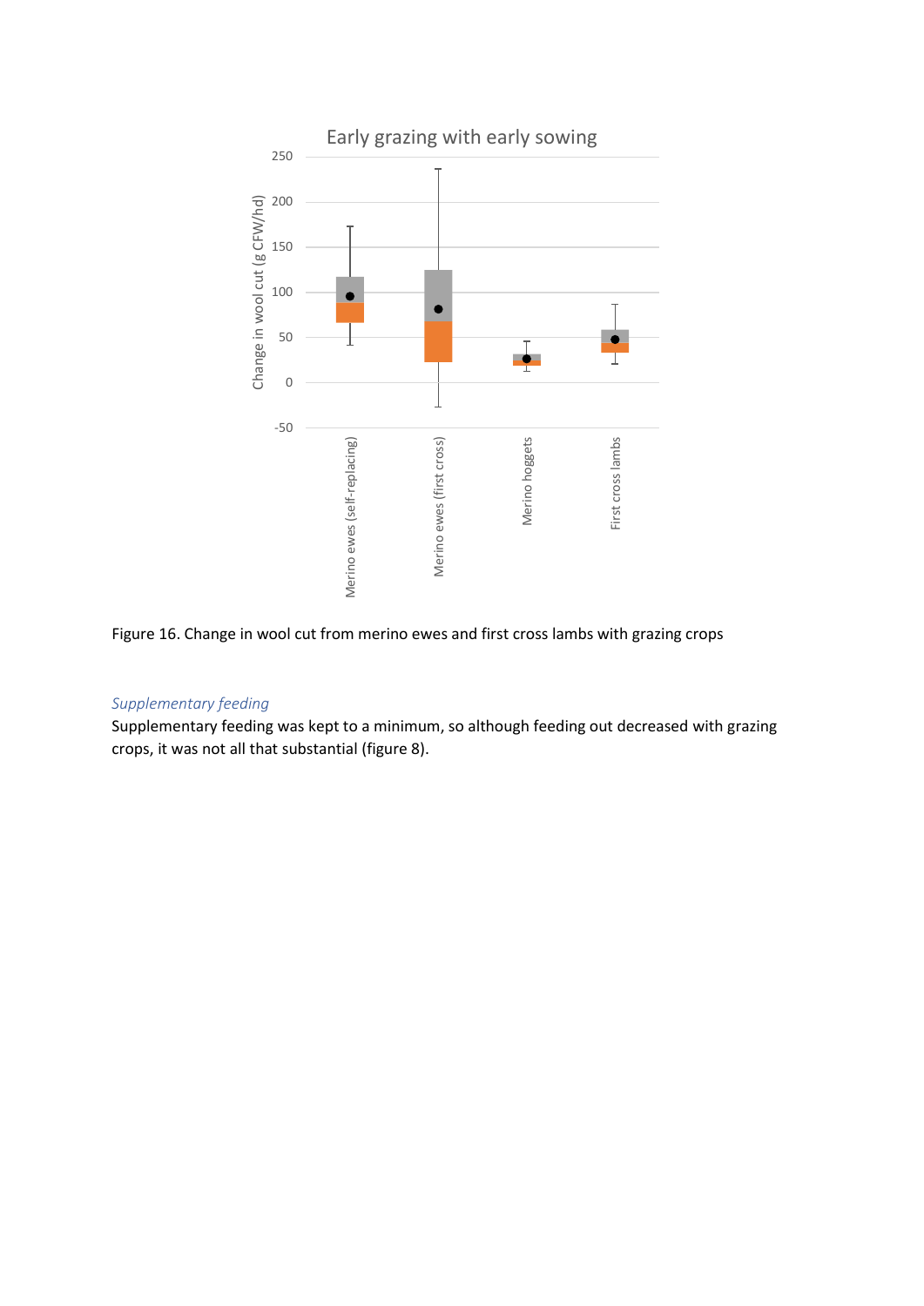Figure 16. Change in wool cut from merino ewes and first cross lambs with grazing crops

*Supplementary feeding*

Supplementary feeding was kept to a minimum, so although feeding out decreased with grazing crops, it was not all that substantial (figure 8).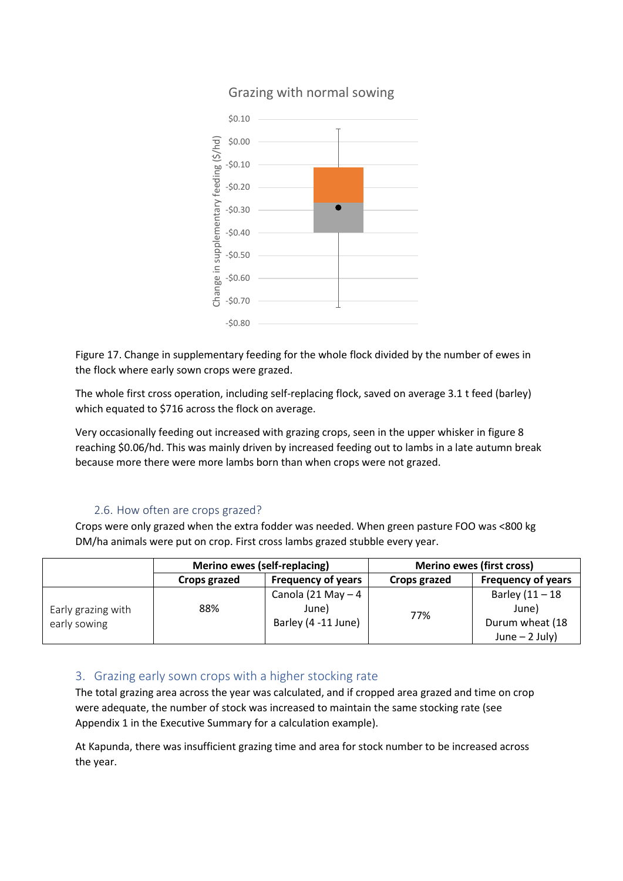Grazing with normal sowing

Figure 17. Change in supplementary feeding for the whole flock divided by the number of ewes in the flock where early sown crops were grazed.

The whole first cross operation, including self-replacing flock, saved on average 3.1 t feed (barley) which equated to $716 across the flock on average.

Very occasionally feeding out increased with grazing crops, seen in the upper whisker in figure 8 reaching $0.06/hd. This was mainly driven by increased feeding out to lambs in a late autumn break because more there were more lambs born than when crops were not grazed.

### 2.6. How often are crops grazed?

Crops were only grazed when the extra fodder was needed. When green pasture FOO was <800 kg DM/ha animals were put on crop. First cross lambs grazed stubble every year.

| | Merino ewes (self-replacing) | | Merino ewes (first cross) | |
|---|---|---|---|---|
| | **Crops grazed** | **Frequency of years** | **Crops grazed** | **Frequency of years** |
| Early grazing with early sowing | 88% | Canola (21 May – 4 June)<br>Barley (4 -11 June) | 77% | Barley (11 – 18 June)<br>Durum wheat (18 June – 2 July) |

## 3. Grazing early sown crops with a higher stocking rate

The total grazing area across the year was calculated, and if cropped area grazed and time on crop were adequate, the number of stock was increased to maintain the same stocking rate (see Appendix 1 in the Executive Summary for a calculation example).

At Kapunda, there was insufficient grazing time and area for stock number to be increased across the year.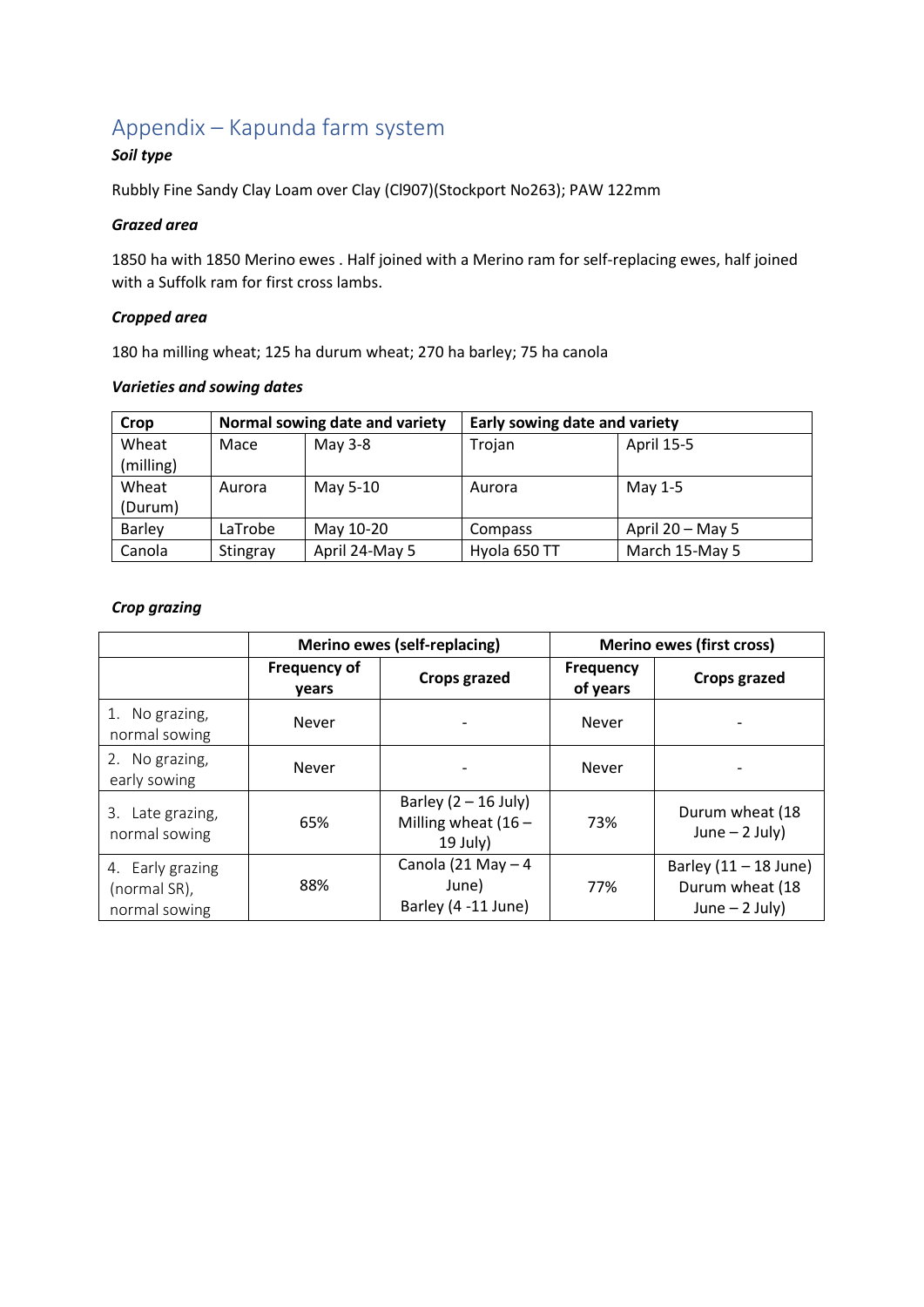# Appendix – Kapunda farm system

***Soil type***

Rubbly Fine Sandy Clay Loam over Clay (Cl907)(Stockport No263); PAW 122mm

***Grazed area***

1850 ha with 1850 Merino ewes . Half joined with a Merino ram for self-replacing ewes, half joined with a Suffolk ram for first cross lambs.

***Cropped area***

180 ha milling wheat; 125 ha durum wheat; 270 ha barley; 75 ha canola

***Varieties and sowing dates***

| Crop | Normal sowing date and variety | | Early sowing date and variety | |
|---|---|---|---|---|
| Wheat (milling) | Mace | May 3-8 | Trojan | April 15-5 |
| Wheat (Durum) | Aurora | May 5-10 | Aurora | May 1-5 |
| Barley | LaTrobe | May 10-20 | Compass | April 20 – May 5 |
| Canola | Stingray | April 24-May 5 | Hyola 650 TT | March 15-May 5 |

***Crop grazing***

| | Merino ewes (self-replacing) | | Merino ewes (first cross) | |
|---|---|---|---|---|
| | **Frequency of years** | **Crops grazed** | **Frequency of years** | **Crops grazed** |
| 1. No grazing, normal sowing | Never | - | Never | - |
| 2. No grazing, early sowing | Never | - | Never | - |
| 3. Late grazing, normal sowing | 65% | Barley (2 – 16 July) Milling wheat (16 – 19 July) | 73% | Durum wheat (18 June – 2 July) |
| 4. Early grazing (normal SR), normal sowing | 88% | Canola (21 May – 4 June) Barley (4 -11 June) | 77% | Barley (11 – 18 June) Durum wheat (18 June – 2 July) |